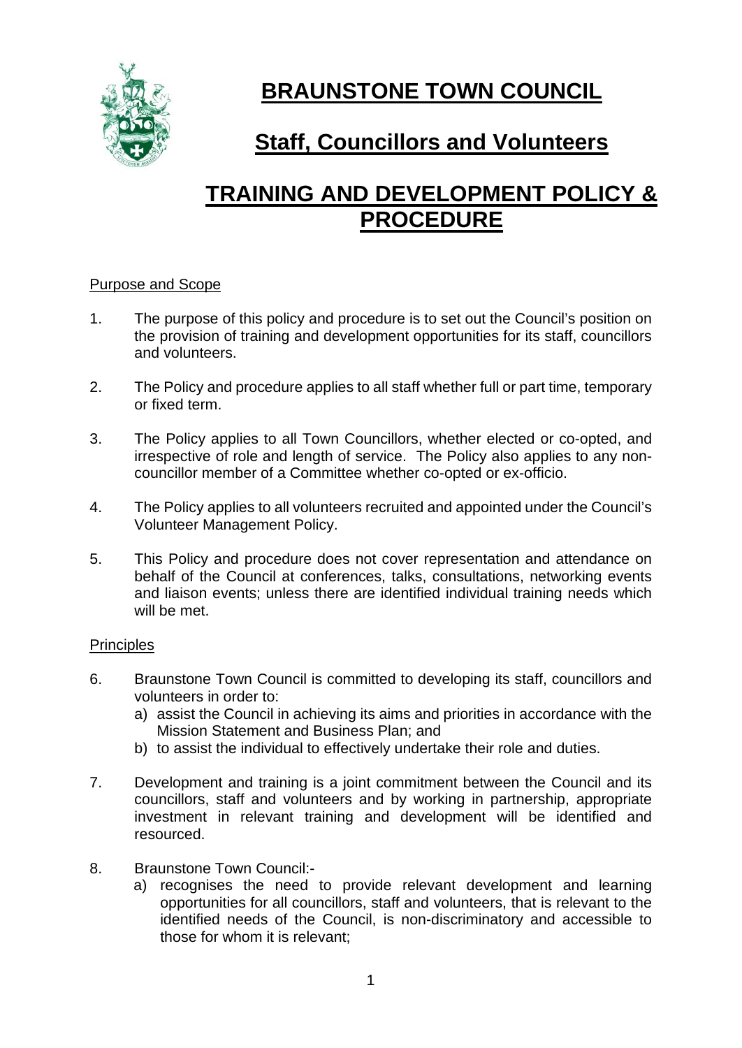# BRAUNSTONE TOWN COUNCIL

## Staff, Councillors and Volunteers

## TRAINING AND DEVELOPMENT POLICY & PROCEDURE

### Purpose and Scope

1. The purpose of this policy and procedure is to set out the Council's position on the provision of training and development opportunities for its staff, councillors and volunteers.

2. The Policy and procedure applies to all staff whether full or part time, temporary or fixed term.

3. The Policy applies to all Town Councillors, whether elected or co-opted, and irrespective of role and length of service. The Policy also applies to any non-councillor member of a Committee whether co-opted or ex-officio.

4. The Policy applies to all volunteers recruited and appointed under the Council's Volunteer Management Policy.

5. This Policy and procedure does not cover representation and attendance on behalf of the Council at conferences, talks, consultations, networking events and liaison events; unless there are identified individual training needs which will be met.

### Principles

6. Braunstone Town Council is committed to developing its staff, councillors and volunteers in order to:
   a) assist the Council in achieving its aims and priorities in accordance with the Mission Statement and Business Plan; and
   b) to assist the individual to effectively undertake their role and duties.

7. Development and training is a joint commitment between the Council and its councillors, staff and volunteers and by working in partnership, appropriate investment in relevant training and development will be identified and resourced.

8. Braunstone Town Council:-
   a) recognises the need to provide relevant development and learning opportunities for all councillors, staff and volunteers, that is relevant to the identified needs of the Council, is non-discriminatory and accessible to those for whom it is relevant;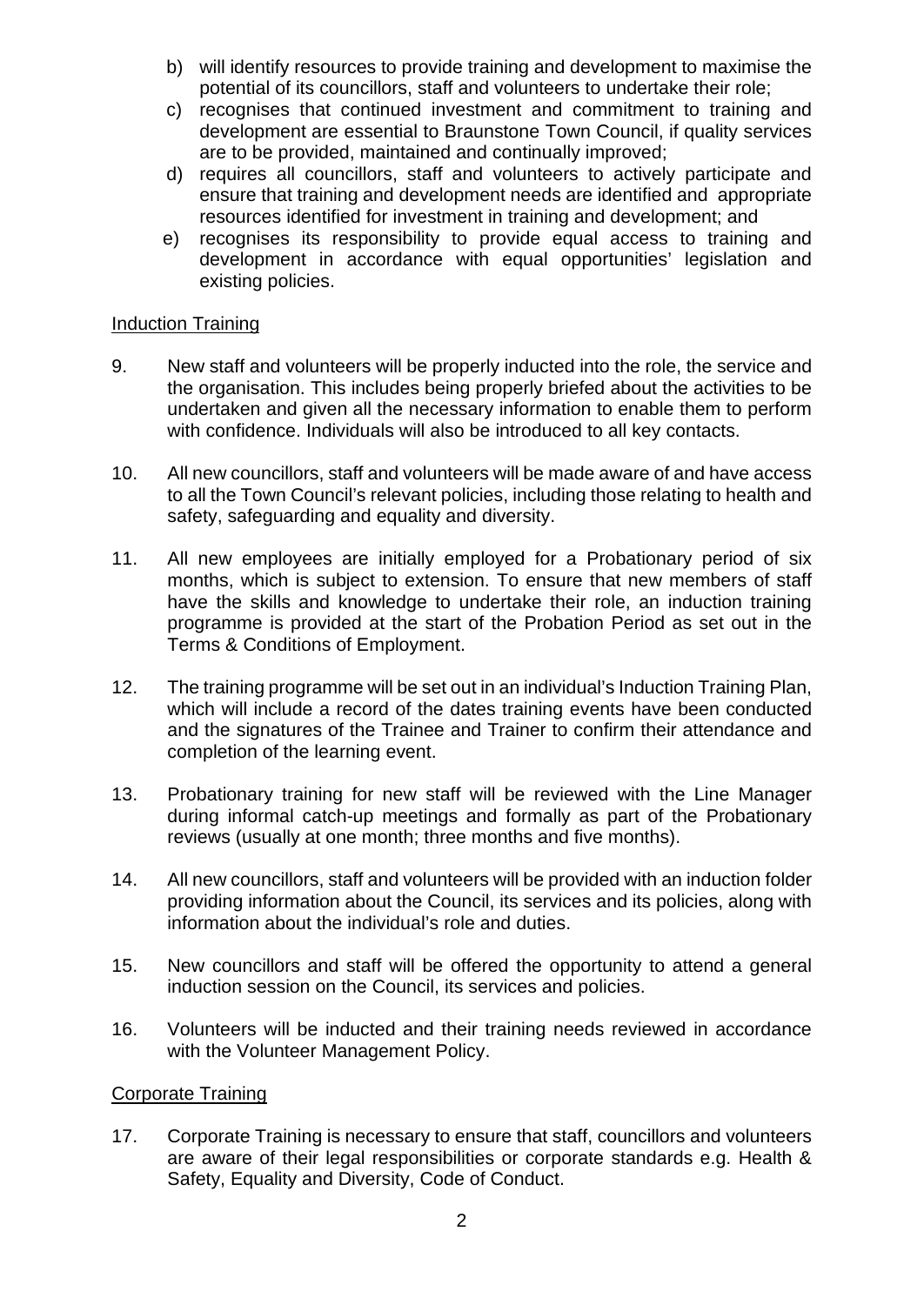b) will identify resources to provide training and development to maximise the potential of its councillors, staff and volunteers to undertake their role;
c) recognises that continued investment and commitment to training and development are essential to Braunstone Town Council, if quality services are to be provided, maintained and continually improved;
d) requires all councillors, staff and volunteers to actively participate and ensure that training and development needs are identified and appropriate resources identified for investment in training and development; and
e) recognises its responsibility to provide equal access to training and development in accordance with equal opportunities' legislation and existing policies.

## Induction Training

9. New staff and volunteers will be properly inducted into the role, the service and the organisation. This includes being properly briefed about the activities to be undertaken and given all the necessary information to enable them to perform with confidence. Individuals will also be introduced to all key contacts.

10. All new councillors, staff and volunteers will be made aware of and have access to all the Town Council's relevant policies, including those relating to health and safety, safeguarding and equality and diversity.

11. All new employees are initially employed for a Probationary period of six months, which is subject to extension. To ensure that new members of staff have the skills and knowledge to undertake their role, an induction training programme is provided at the start of the Probation Period as set out in the Terms & Conditions of Employment.

12. The training programme will be set out in an individual's Induction Training Plan, which will include a record of the dates training events have been conducted and the signatures of the Trainee and Trainer to confirm their attendance and completion of the learning event.

13. Probationary training for new staff will be reviewed with the Line Manager during informal catch-up meetings and formally as part of the Probationary reviews (usually at one month; three months and five months).

14. All new councillors, staff and volunteers will be provided with an induction folder providing information about the Council, its services and its policies, along with information about the individual's role and duties.

15. New councillors and staff will be offered the opportunity to attend a general induction session on the Council, its services and policies.

16. Volunteers will be inducted and their training needs reviewed in accordance with the Volunteer Management Policy.

## Corporate Training

17. Corporate Training is necessary to ensure that staff, councillors and volunteers are aware of their legal responsibilities or corporate standards e.g. Health & Safety, Equality and Diversity, Code of Conduct.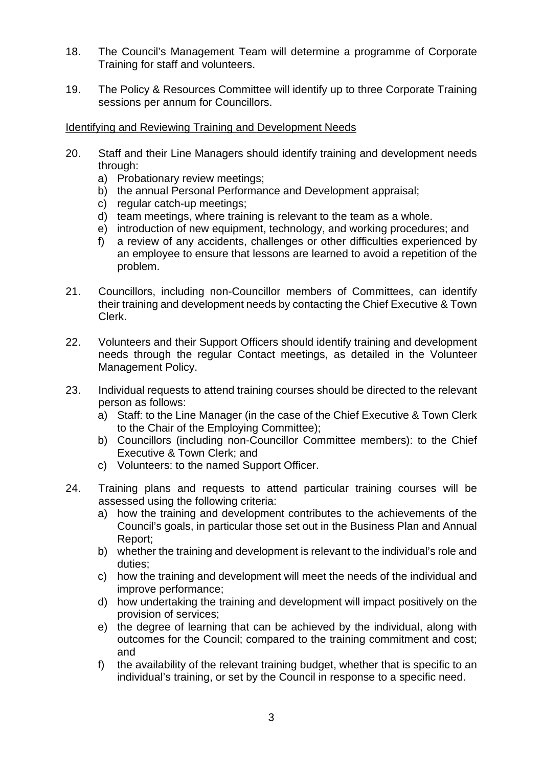18. The Council's Management Team will determine a programme of Corporate Training for staff and volunteers.

19. The Policy & Resources Committee will identify up to three Corporate Training sessions per annum for Councillors.

<u>Identifying and Reviewing Training and Development Needs</u>

20. Staff and their Line Managers should identify training and development needs through:
    a) Probationary review meetings;
    b) the annual Personal Performance and Development appraisal;
    c) regular catch-up meetings;
    d) team meetings, where training is relevant to the team as a whole.
    e) introduction of new equipment, technology, and working procedures; and
    f) a review of any accidents, challenges or other difficulties experienced by an employee to ensure that lessons are learned to avoid a repetition of the problem.

21. Councillors, including non-Councillor members of Committees, can identify their training and development needs by contacting the Chief Executive & Town Clerk.

22. Volunteers and their Support Officers should identify training and development needs through the regular Contact meetings, as detailed in the Volunteer Management Policy.

23. Individual requests to attend training courses should be directed to the relevant person as follows:
    a) Staff: to the Line Manager (in the case of the Chief Executive & Town Clerk to the Chair of the Employing Committee);
    b) Councillors (including non-Councillor Committee members): to the Chief Executive & Town Clerk; and
    c) Volunteers: to the named Support Officer.

24. Training plans and requests to attend particular training courses will be assessed using the following criteria:
    a) how the training and development contributes to the achievements of the Council's goals, in particular those set out in the Business Plan and Annual Report;
    b) whether the training and development is relevant to the individual's role and duties;
    c) how the training and development will meet the needs of the individual and improve performance;
    d) how undertaking the training and development will impact positively on the provision of services;
    e) the degree of learning that can be achieved by the individual, along with outcomes for the Council; compared to the training commitment and cost; and
    f) the availability of the relevant training budget, whether that is specific to an individual's training, or set by the Council in response to a specific need.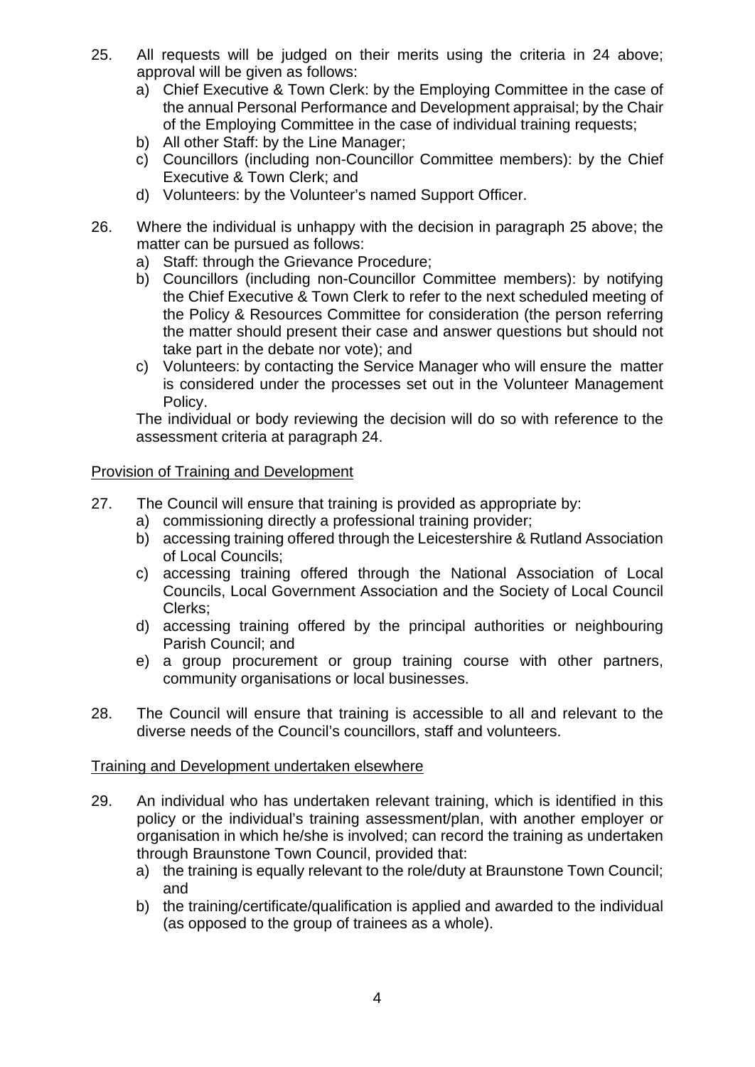25. All requests will be judged on their merits using the criteria in 24 above; approval will be given as follows:
    a) Chief Executive & Town Clerk: by the Employing Committee in the case of the annual Personal Performance and Development appraisal; by the Chair of the Employing Committee in the case of individual training requests;
    b) All other Staff: by the Line Manager;
    c) Councillors (including non-Councillor Committee members): by the Chief Executive & Town Clerk; and
    d) Volunteers: by the Volunteer's named Support Officer.

26. Where the individual is unhappy with the decision in paragraph 25 above; the matter can be pursued as follows:
    a) Staff: through the Grievance Procedure;
    b) Councillors (including non-Councillor Committee members): by notifying the Chief Executive & Town Clerk to refer to the next scheduled meeting of the Policy & Resources Committee for consideration (the person referring the matter should present their case and answer questions but should not take part in the debate nor vote); and
    c) Volunteers: by contacting the Service Manager who will ensure the matter is considered under the processes set out in the Volunteer Management Policy.

    The individual or body reviewing the decision will do so with reference to the assessment criteria at paragraph 24.

<u>Provision of Training and Development</u>

27. The Council will ensure that training is provided as appropriate by:
    a) commissioning directly a professional training provider;
    b) accessing training offered through the Leicestershire & Rutland Association of Local Councils;
    c) accessing training offered through the National Association of Local Councils, Local Government Association and the Society of Local Council Clerks;
    d) accessing training offered by the principal authorities or neighbouring Parish Council; and
    e) a group procurement or group training course with other partners, community organisations or local businesses.

28. The Council will ensure that training is accessible to all and relevant to the diverse needs of the Council's councillors, staff and volunteers.

<u>Training and Development undertaken elsewhere</u>

29. An individual who has undertaken relevant training, which is identified in this policy or the individual's training assessment/plan, with another employer or organisation in which he/she is involved; can record the training as undertaken through Braunstone Town Council, provided that:
    a) the training is equally relevant to the role/duty at Braunstone Town Council; and
    b) the training/certificate/qualification is applied and awarded to the individual (as opposed to the group of trainees as a whole).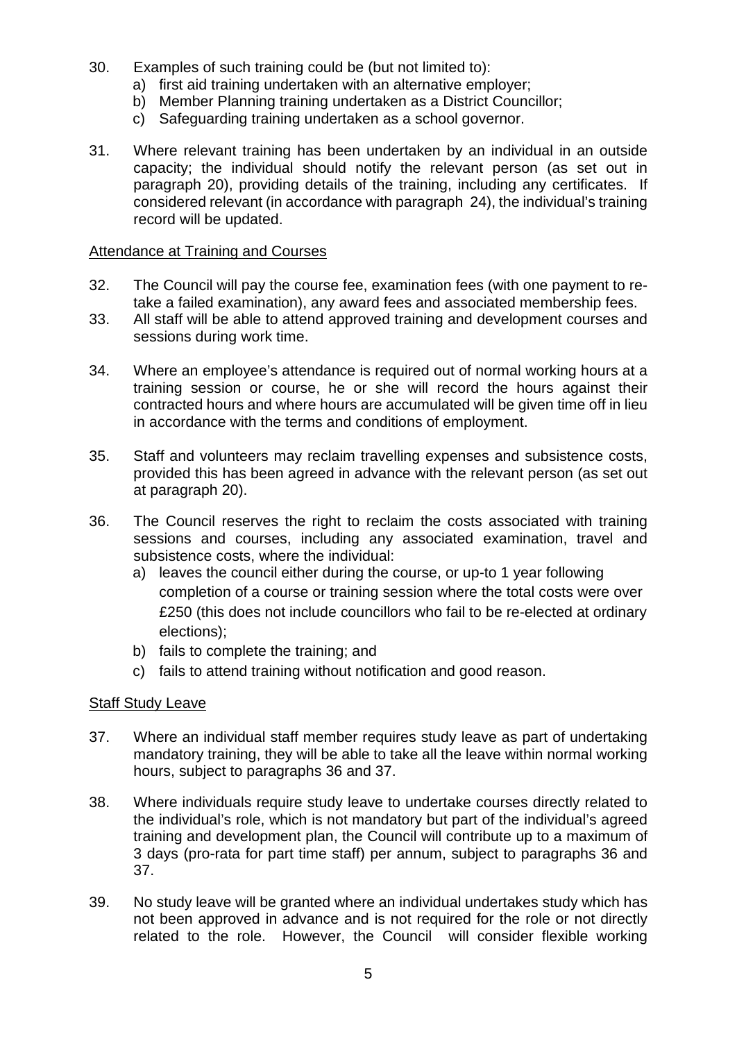30. Examples of such training could be (but not limited to):
    a) first aid training undertaken with an alternative employer;
    b) Member Planning training undertaken as a District Councillor;
    c) Safeguarding training undertaken as a school governor.

31. Where relevant training has been undertaken by an individual in an outside capacity; the individual should notify the relevant person (as set out in paragraph 20), providing details of the training, including any certificates. If considered relevant (in accordance with paragraph 24), the individual's training record will be updated.

<u>Attendance at Training and Courses</u>

32. The Council will pay the course fee, examination fees (with one payment to re-take a failed examination), any award fees and associated membership fees.

33. All staff will be able to attend approved training and development courses and sessions during work time.

34. Where an employee's attendance is required out of normal working hours at a training session or course, he or she will record the hours against their contracted hours and where hours are accumulated will be given time off in lieu in accordance with the terms and conditions of employment.

35. Staff and volunteers may reclaim travelling expenses and subsistence costs, provided this has been agreed in advance with the relevant person (as set out at paragraph 20).

36. The Council reserves the right to reclaim the costs associated with training sessions and courses, including any associated examination, travel and subsistence costs, where the individual:
    a) leaves the council either during the course, or up-to 1 year following completion of a course or training session where the total costs were over £250 (this does not include councillors who fail to be re-elected at ordinary elections);
    b) fails to complete the training; and
    c) fails to attend training without notification and good reason.

<u>Staff Study Leave</u>

37. Where an individual staff member requires study leave as part of undertaking mandatory training, they will be able to take all the leave within normal working hours, subject to paragraphs 36 and 37.

38. Where individuals require study leave to undertake courses directly related to the individual's role, which is not mandatory but part of the individual's agreed training and development plan, the Council will contribute up to a maximum of 3 days (pro-rata for part time staff) per annum, subject to paragraphs 36 and 37.

39. No study leave will be granted where an individual undertakes study which has not been approved in advance and is not required for the role or not directly related to the role. However, the Council will consider flexible working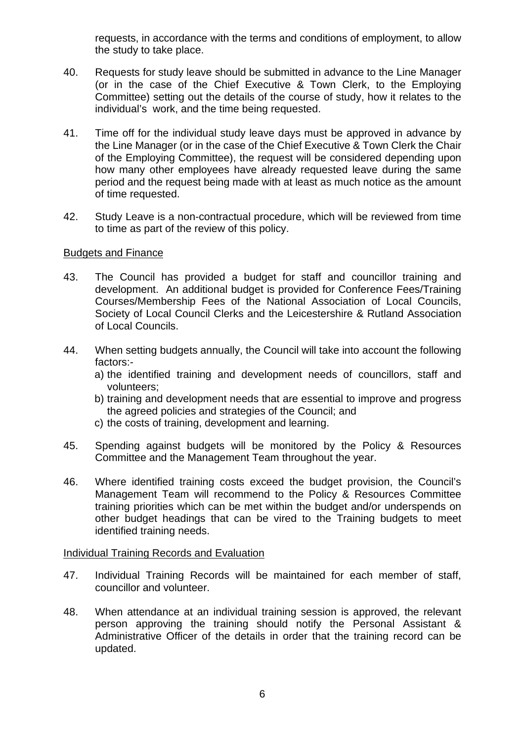requests, in accordance with the terms and conditions of employment, to allow the study to take place.

40. Requests for study leave should be submitted in advance to the Line Manager (or in the case of the Chief Executive & Town Clerk, to the Employing Committee) setting out the details of the course of study, how it relates to the individual's work, and the time being requested.

41. Time off for the individual study leave days must be approved in advance by the Line Manager (or in the case of the Chief Executive & Town Clerk the Chair of the Employing Committee), the request will be considered depending upon how many other employees have already requested leave during the same period and the request being made with at least as much notice as the amount of time requested.

42. Study Leave is a non-contractual procedure, which will be reviewed from time to time as part of the review of this policy.

<u>Budgets and Finance</u>

43. The Council has provided a budget for staff and councillor training and development. An additional budget is provided for Conference Fees/Training Courses/Membership Fees of the National Association of Local Councils, Society of Local Council Clerks and the Leicestershire & Rutland Association of Local Councils.

44. When setting budgets annually, the Council will take into account the following factors:-
    a) the identified training and development needs of councillors, staff and volunteers;
    b) training and development needs that are essential to improve and progress the agreed policies and strategies of the Council; and
    c) the costs of training, development and learning.

45. Spending against budgets will be monitored by the Policy & Resources Committee and the Management Team throughout the year.

46. Where identified training costs exceed the budget provision, the Council's Management Team will recommend to the Policy & Resources Committee training priorities which can be met within the budget and/or underspends on other budget headings that can be vired to the Training budgets to meet identified training needs.

<u>Individual Training Records and Evaluation</u>

47. Individual Training Records will be maintained for each member of staff, councillor and volunteer.

48. When attendance at an individual training session is approved, the relevant person approving the training should notify the Personal Assistant & Administrative Officer of the details in order that the training record can be updated.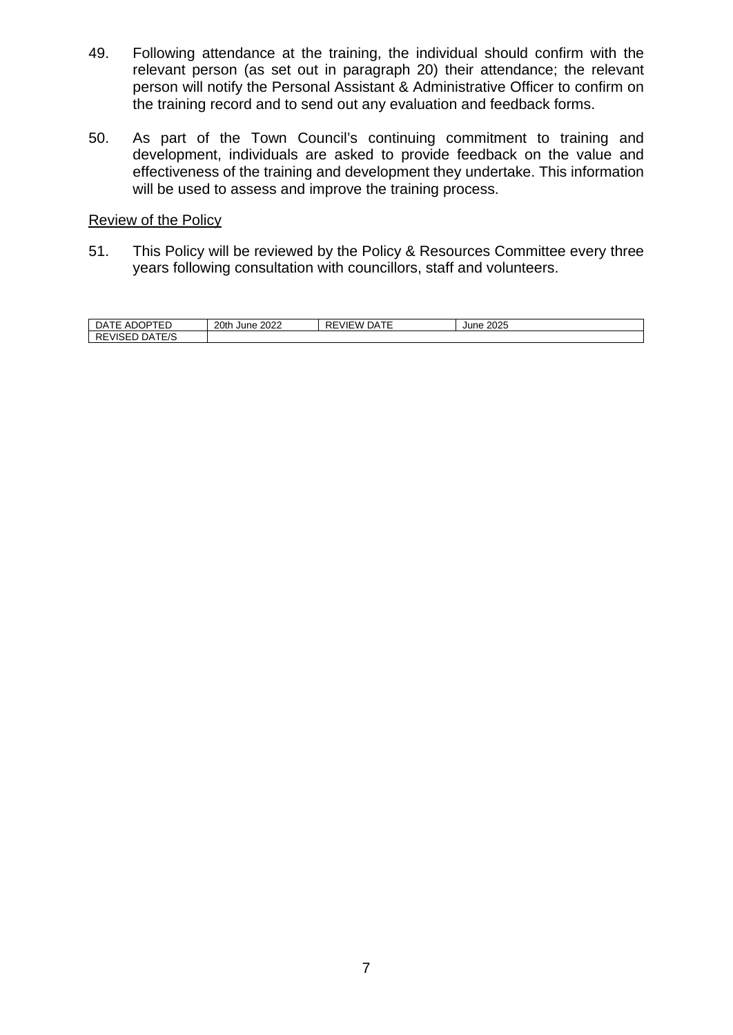49. Following attendance at the training, the individual should confirm with the relevant person (as set out in paragraph 20) their attendance; the relevant person will notify the Personal Assistant & Administrative Officer to confirm on the training record and to send out any evaluation and feedback forms.

50. As part of the Town Council's continuing commitment to training and development, individuals are asked to provide feedback on the value and effectiveness of the training and development they undertake. This information will be used to assess and improve the training process.

Review of the Policy

51. This Policy will be reviewed by the Policy & Resources Committee every three years following consultation with councillors, staff and volunteers.

| DATE ADOPTED | 20th June 2022 | REVIEW DATE | June 2025 |
| --- | --- | --- | --- |
| REVISED DATE/S | | | |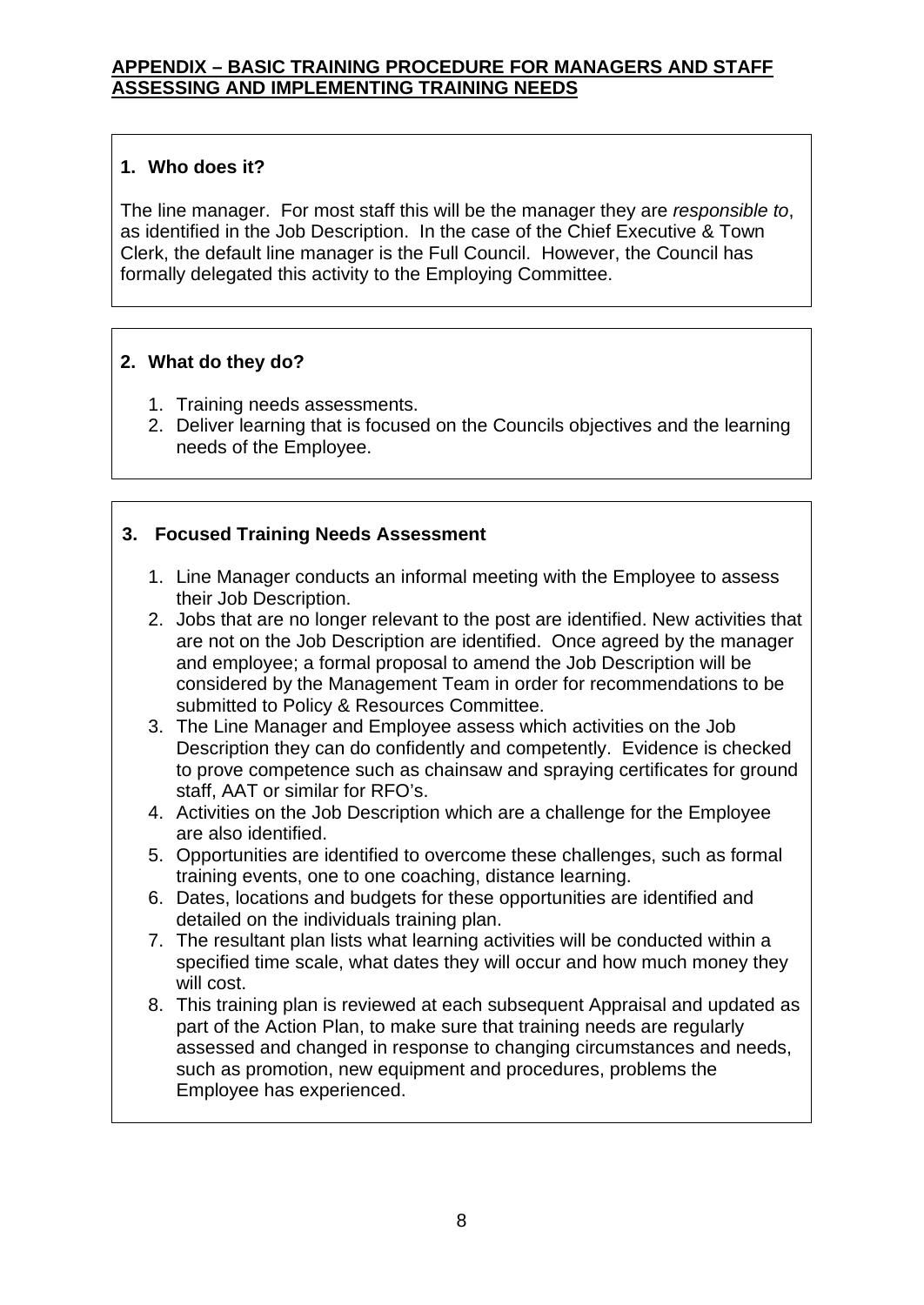**APPENDIX – BASIC TRAINING PROCEDURE FOR MANAGERS AND STAFF ASSESSING AND IMPLEMENTING TRAINING NEEDS**

### 1. Who does it?

The line manager. For most staff this will be the manager they are *responsible to*, as identified in the Job Description. In the case of the Chief Executive & Town Clerk, the default line manager is the Full Council. However, the Council has formally delegated this activity to the Employing Committee.

### 2. What do they do?

1. Training needs assessments.
2. Deliver learning that is focused on the Councils objectives and the learning needs of the Employee.

### 3. Focused Training Needs Assessment

1. Line Manager conducts an informal meeting with the Employee to assess their Job Description.
2. Jobs that are no longer relevant to the post are identified. New activities that are not on the Job Description are identified. Once agreed by the manager and employee; a formal proposal to amend the Job Description will be considered by the Management Team in order for recommendations to be submitted to Policy & Resources Committee.
3. The Line Manager and Employee assess which activities on the Job Description they can do confidently and competently. Evidence is checked to prove competence such as chainsaw and spraying certificates for ground staff, AAT or similar for RFO's.
4. Activities on the Job Description which are a challenge for the Employee are also identified.
5. Opportunities are identified to overcome these challenges, such as formal training events, one to one coaching, distance learning.
6. Dates, locations and budgets for these opportunities are identified and detailed on the individuals training plan.
7. The resultant plan lists what learning activities will be conducted within a specified time scale, what dates they will occur and how much money they will cost.
8. This training plan is reviewed at each subsequent Appraisal and updated as part of the Action Plan, to make sure that training needs are regularly assessed and changed in response to changing circumstances and needs, such as promotion, new equipment and procedures, problems the Employee has experienced.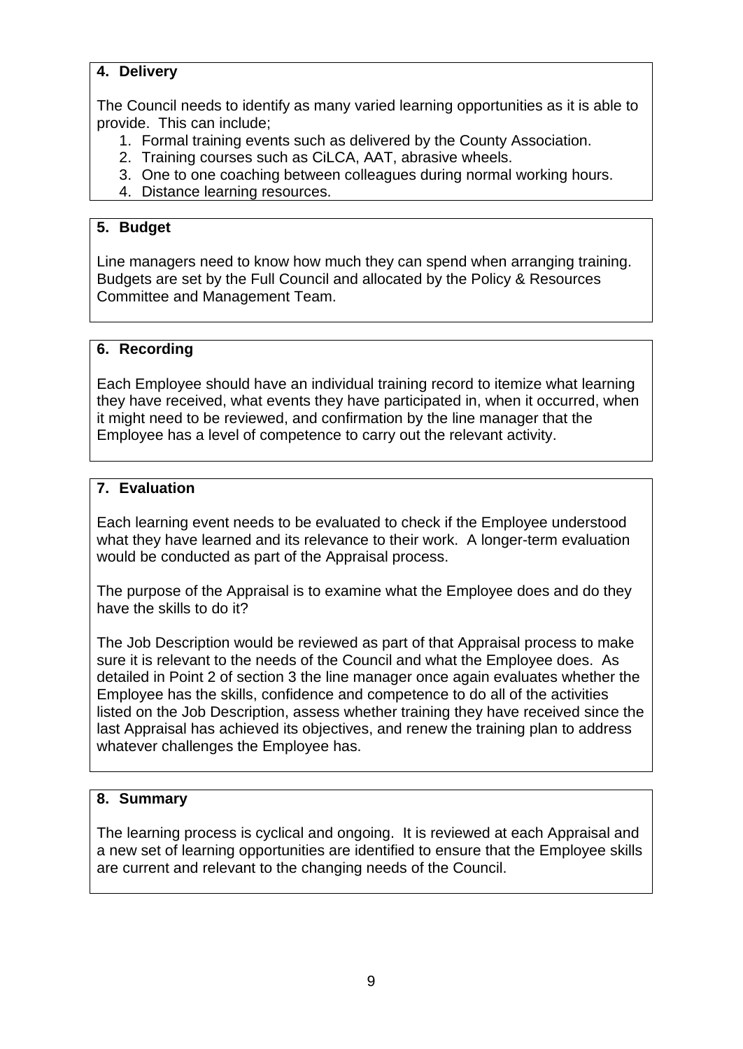## 4. Delivery

The Council needs to identify as many varied learning opportunities as it is able to provide. This can include;

1. Formal training events such as delivered by the County Association.
2. Training courses such as CiLCA, AAT, abrasive wheels.
3. One to one coaching between colleagues during normal working hours.
4. Distance learning resources.

## 5. Budget

Line managers need to know how much they can spend when arranging training. Budgets are set by the Full Council and allocated by the Policy & Resources Committee and Management Team.

## 6. Recording

Each Employee should have an individual training record to itemize what learning they have received, what events they have participated in, when it occurred, when it might need to be reviewed, and confirmation by the line manager that the Employee has a level of competence to carry out the relevant activity.

## 7. Evaluation

Each learning event needs to be evaluated to check if the Employee understood what they have learned and its relevance to their work. A longer-term evaluation would be conducted as part of the Appraisal process.

The purpose of the Appraisal is to examine what the Employee does and do they have the skills to do it?

The Job Description would be reviewed as part of that Appraisal process to make sure it is relevant to the needs of the Council and what the Employee does. As detailed in Point 2 of section 3 the line manager once again evaluates whether the Employee has the skills, confidence and competence to do all of the activities listed on the Job Description, assess whether training they have received since the last Appraisal has achieved its objectives, and renew the training plan to address whatever challenges the Employee has.

## 8. Summary

The learning process is cyclical and ongoing. It is reviewed at each Appraisal and a new set of learning opportunities are identified to ensure that the Employee skills are current and relevant to the changing needs of the Council.